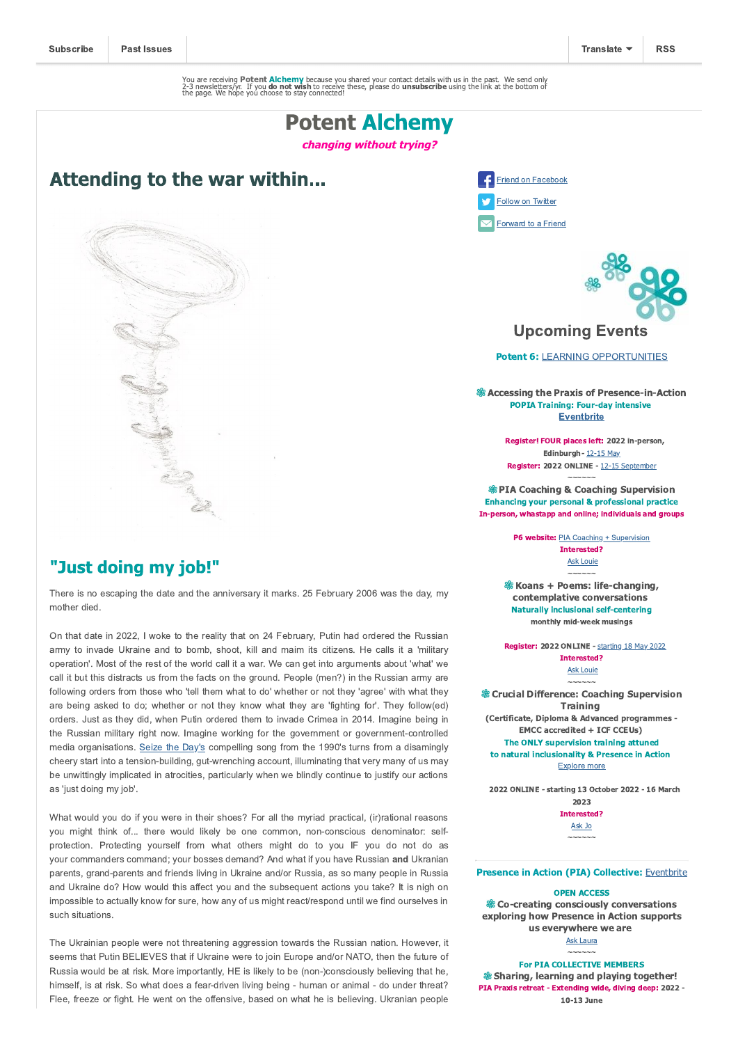Subscribe | Past Issues | Translate ▼ | RSS

You are receiving **Potent Alchemy** because you shared your contact details with us in the past. We send only 2-3 newsletters/yr. If you **do not wish** to receive these, please do **unsubscribe** using the link at the bottom of the page. We hope you choose to stay connected!

# Potent Alchemy

***changing without trying?***

## Attending to the war within...

## "Just doing my job!"

There is no escaping the date and the anniversary it marks. 25 February 2006 was the day, my mother died.

On that date in 2022, I woke to the reality that on 24 February, Putin had ordered the Russian army to invade Ukraine and to bomb, shoot, kill and maim its citizens. He calls it a 'military operation'. Most of the rest of the world call it a war. We can get into arguments about 'what' we call it but this distracts us from the facts on the ground. People (men?) in the Russian army are following orders from those who 'tell them what to do' whether or not they 'agree' with what they are being asked to do; whether or not they know what they are 'fighting for'. They follow(ed) orders. Just as they did, when Putin ordered them to invade Crimea in 2014. Imagine being in the Russian military right now. Imagine working for the government or government-controlled media organisations. Seize the Day's compelling song from the 1990's turns from a disamingly cheery start into a tension-building, gut-wrenching account, illuminating that very many of us may be unwittingly implicated in atrocities, particularly when we blindly continue to justify our actions as 'just doing my job'.

What would you do if you were in their shoes? For all the myriad practical, (ir)rational reasons you might think of... there would likely be one common, non-conscious denominator: self-protection. Protecting yourself from what others might do to you IF you do not do as your commanders command; your bosses demand? And what if you have Russian **and** Ukranian parents, grand-parents and friends living in Ukraine and/or Russia, as so many people in Russia and Ukraine do? How would this affect you and the subsequent actions you take? It is nigh on impossible to actually know for sure, how any of us might react/respond until we find ourselves in such situations.

The Ukrainian people were not threatening aggression towards the Russian nation. However, it seems that Putin BELIEVES that if Ukraine were to join Europe and/or NATO, then the future of Russia would be at risk. More importantly, HE is likely to be (non-)consciously believing that he, himself, is at risk. So what does a fear-driven living being - human or animal - do under threat? Flee, freeze or fight. He went on the offensive, based on what he is believing. Ukranian people

---

Friend on Facebook

Follow on Twitter

Forward to a Friend

## Upcoming Events

**Potent 6:** LEARNING OPPORTUNITIES

**Accessing the Praxis of Presence-in-Action**
**POPIA Training: Four-day intensive**
**Eventbrite**

**Register! FOUR places left:** 2022 in-person, Edinburgh - 12-15 May
**Register:** 2022 ONLINE - 12-15 September

~~~~~~

**PIA Coaching & Coaching Supervision**
**Enhancing your personal & professional practice**
**In-person, whastapp and online; individuals and groups**

**P6 website:** PIA Coaching + Supervision
**Interested?**
Ask Louie

~~~~~~

**Koans + Poems: life-changing, contemplative conversations**
**Naturally inclusional self-centering**
monthly mid-week musings

**Register:** 2022 ONLINE - starting 18 May 2022
**Interested?**
Ask Louie

~~~~~~

**Crucial Difference: Coaching Supervision Training**
(Certificate, Diploma & Advanced programmes - EMCC accredited + ICF CCEUs)
**The ONLY supervision training attuned to natural inclusionality & Presence in Action**
Explore more

2022 ONLINE - starting 13 October 2022 - 16 March 2023
**Interested?**
Ask Jo

~~~~~~

**Presence in Action (PIA) Collective:** Eventbrite

**OPEN ACCESS**
**Co-creating consciously conversations exploring how Presence in Action supports us everywhere we are**
Ask Laura

~~~~~~

**For PIA COLLECTIVE MEMBERS**
**Sharing, learning and playing together!**
**PIA Praxis retreat - Extending wide, diving deep:** 2022 - 10-13 June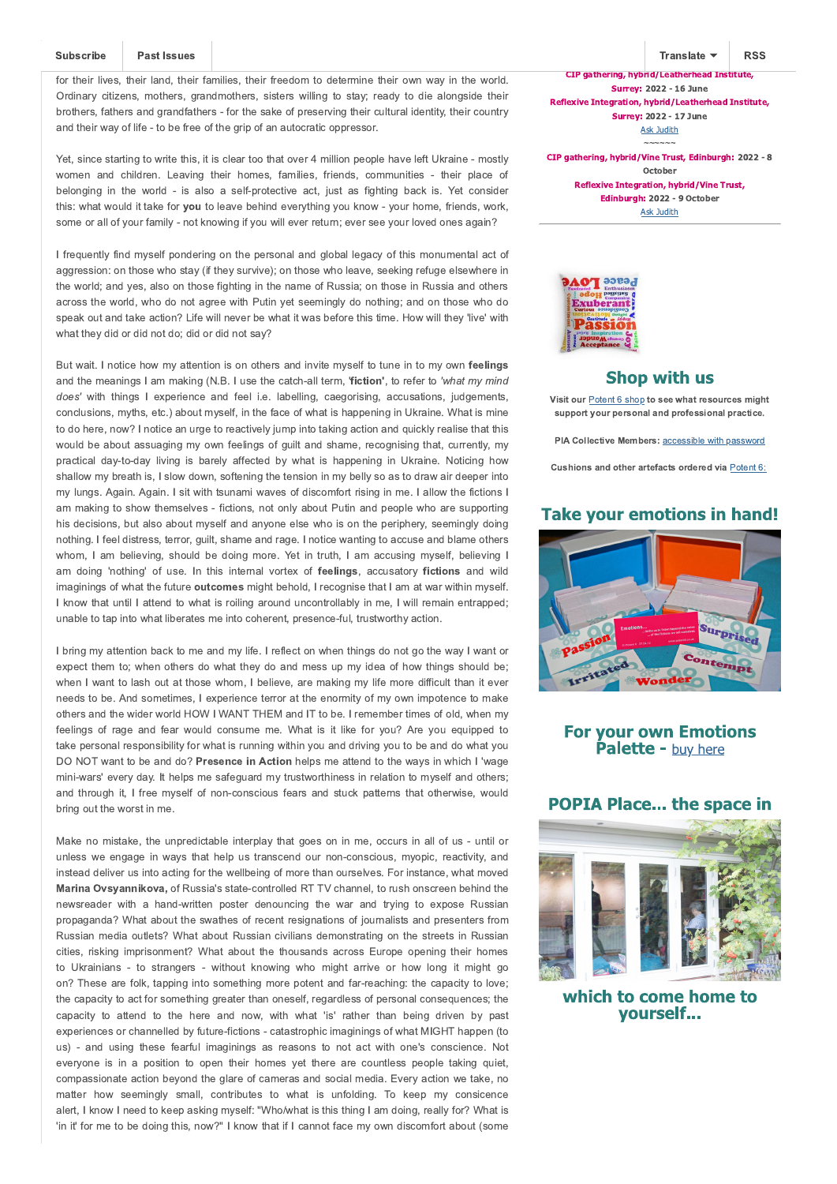for their lives, their land, their families, their freedom to determine their own way in the world. Ordinary citizens, mothers, grandmothers, sisters willing to stay; ready to die alongside their brothers, fathers and grandfathers - for the sake of preserving their cultural identity, their country and their way of life - to be free of the grip of an autocratic oppressor.

Yet, since starting to write this, it is clear too that over 4 million people have left Ukraine - mostly women and children. Leaving their homes, families, friends, communities - their place of belonging in the world - is also a self-protective act, just as fighting back is. Yet consider this: what would it take for **you** to leave behind everything you know - your home, friends, work, some or all of your family - not knowing if you will ever return; ever see your loved ones again?

I frequently find myself pondering on the personal and global legacy of this monumental act of aggression: on those who stay (if they survive); on those who leave, seeking refuge elsewhere in the world; and yes, also on those fighting in the name of Russia; on those in Russia and others across the world, who do not agree with Putin yet seemingly do nothing; and on those who do speak out and take action? Life will never be what it was before this time. How will they 'live' with what they did or did not do; did or did not say?

But wait. I notice how my attention is on others and invite myself to tune in to my own **feelings** and the meanings I am making (N.B. I use the catch-all term, **'fiction'**, to refer to *'what my mind does'* with things I experience and feel i.e. labelling, caegorising, accusations, judgements, conclusions, myths, etc.) about myself, in the face of what is happening in Ukraine. What is mine to do here, now? I notice an urge to reactively jump into taking action and quickly realise that this would be about assuaging my own feelings of guilt and shame, recognising that, currently, my practical day-to-day living is barely affected by what is happening in Ukraine. Noticing how shallow my breath is, I slow down, softening the tension in my belly so as to draw air deeper into my lungs. Again. Again. I sit with tsunami waves of discomfort rising in me. I allow the fictions I am making to show themselves - fictions, not only about Putin and people who are supporting his decisions, but also about myself and anyone else who is on the periphery, seemingly doing nothing. I feel distress, terror, guilt, shame and rage. I notice wanting to accuse and blame others whom, I am believing, should be doing more. Yet in truth, I am accusing myself, believing I am doing 'nothing' of use. In this internal vortex of **feelings**, accusatory **fictions** and wild imaginings of what the future **outcomes** might behold, I recognise that I am at war within myself. I know that until I attend to what is roiling around uncontrollably in me, I will remain entrapped; unable to tap into what liberates me into coherent, presence-ful, trustworthy action.

I bring my attention back to me and my life. I reflect on when things do not go the way I want or expect them to; when others do what they do and mess up my idea of how things should be; when I want to lash out at those whom, I believe, are making my life more difficult than it ever needs to be. And sometimes, I experience terror at the enormity of my own impotence to make others and the wider world HOW I WANT THEM and IT to be. I remember times of old, when my feelings of rage and fear would consume me. What is it like for you? Are you equipped to take personal responsibility for what is running within you and driving you to be and do what you DO NOT want to be and do? **Presence in Action** helps me attend to the ways in which I 'wage mini-wars' every day. It helps me safeguard my trustworthiness in relation to myself and others; and through it, I free myself of non-conscious fears and stuck patterns that otherwise, would bring out the worst in me.

Make no mistake, the unpredictable interplay that goes on in me, occurs in all of us - until or unless we engage in ways that help us transcend our non-conscious, myopic, reactivity, and instead deliver us into acting for the wellbeing of more than ourselves. For instance, what moved **Marina Ovsyannikova,** of Russia's state-controlled RT TV channel, to rush onscreen behind the newsreader with a hand-written poster denouncing the war and trying to expose Russian propaganda? What about the swathes of recent resignations of journalists and presenters from Russian media outlets? What about Russian civilians demonstrating on the streets in Russian cities, risking imprisonment? What about the thousands across Europe opening their homes to Ukrainians - to strangers - without knowing who might arrive or how long it might go on? These are folk, tapping into something more potent and far-reaching: the capacity to love; the capacity to act for something greater than oneself, regardless of personal consequences; the capacity to attend to the here and now, with what 'is' rather than being driven by past experiences or channelled by future-fictions - catastrophic imaginings of what MIGHT happen (to us) - and using these fearful imaginings as reasons to not act with one's conscience. Not everyone is in a position to open their homes yet there are countless people taking quiet, compassionate action beyond the glare of cameras and social media. Every action we take, no matter how seemingly small, contributes to what is unfolding. To keep my conscience alert, I know I need to keep asking myself: "Who/what is this thing I am doing, really for? What is 'in it' for me to be doing this, now?" I know that if I cannot face my own discomfort about (some

CIP gathering, hybrid/Leatherhead Institute, Surrey: 2022 - 16 June
Reflexive Integration, hybrid/Leatherhead Institute, Surrey: 2022 - 17 June
Ask Judith
~~~~~~
CIP gathering, hybrid/Vine Trust, Edinburgh: 2022 - 8 October
Reflexive Integration, hybrid/Vine Trust, Edinburgh: 2022 - 9 October
Ask Judith

## Shop with us

Visit our Potent 6 shop to see what resources might support your personal and professional practice.

PIA Collective Members: accessible with password

Cushions and other artefacts ordered via Potent 6:

## Take your emotions in hand!

## For your own Emotions Palette - buy here

## POPIA Place... the space in which to come home to yourself...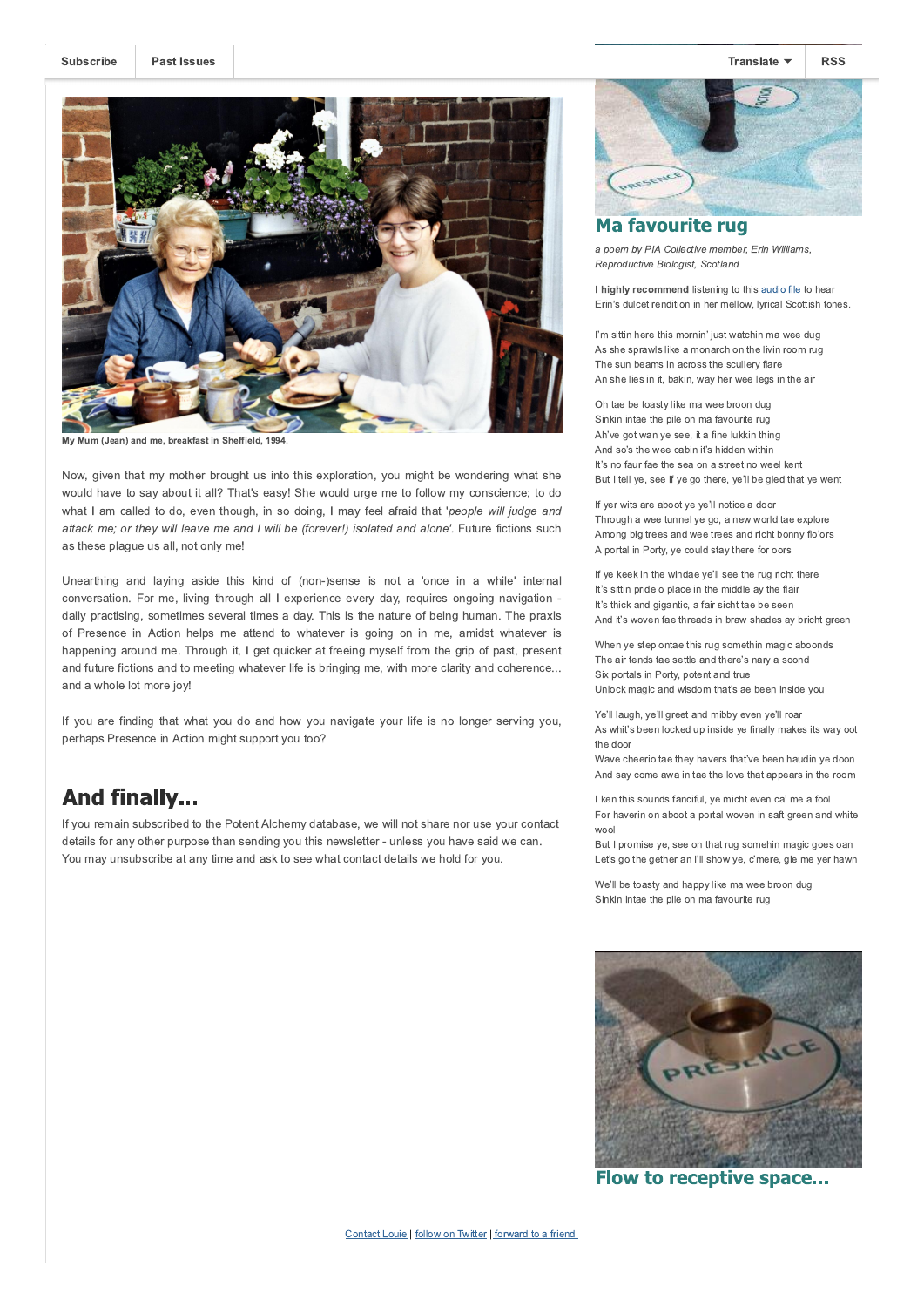My Mum (Jean) and me, breakfast in Sheffield, 1994.

Now, given that my mother brought us into this exploration, you might be wondering what she would have to say about it all? That's easy! She would urge me to follow my conscience; to do what I am called to do, even though, in so doing, I may feel afraid that '*people will judge and attack me; or they will leave me and I will be (forever!) isolated and alone'.* Future fictions such as these plague us all, not only me!

Unearthing and laying aside this kind of (non-)sense is not a 'once in a while' internal conversation. For me, living through all I experience every day, requires ongoing navigation - daily practising, sometimes several times a day. This is the nature of being human. The praxis of Presence in Action helps me attend to whatever is going on in me, amidst whatever is happening around me. Through it, I get quicker at freeing myself from the grip of past, present and future fictions and to meeting whatever life is bringing me, with more clarity and coherence... and a whole lot more joy!

If you are finding that what you do and how you navigate your life is no longer serving you, perhaps Presence in Action might support you too?

## And finally...

If you remain subscribed to the Potent Alchemy database, we will not share nor use your contact details for any other purpose than sending you this newsletter - unless you have said we can. You may unsubscribe at any time and ask to see what contact details we hold for you.

## Ma favourite rug

*a poem by PIA Collective member, Erin Williams, Reproductive Biologist, Scotland*

I **highly recommend** listening to this audio file to hear Erin's dulcet rendition in her mellow, lyrical Scottish tones.

I'm sittin here this mornin' just watchin ma wee dug
As she sprawls like a monarch on the livin room rug
The sun beams in across the scullery flare
An she lies in it, bakin, way her wee legs in the air

Oh tae be toasty like ma wee broon dug
Sinkin intae the pile on ma favourite rug
Ah've got wan ye see, it a fine lukkin thing
And so's the wee cabin it's hidden within
It's no faur fae the sea on a street no weel kent
But I tell ye, see if ye go there, ye'll be gled that ye went

If yer wits are aboot ye ye'll notice a door
Through a wee tunnel ye go, a new world tae explore
Among big trees and wee trees and richt bonny flo'ors
A portal in Porty, ye could stay there for oors

If ye keek in the windae ye'll see the rug richt there
It's sittin pride o place in the middle ay the flair
It's thick and gigantic, a fair sicht tae be seen
And it's woven fae threads in braw shades ay bricht green

When ye step ontae this rug somethin magic aboonds
The air tends tae settle and there's nary a soond
Six portals in Porty, potent and true
Unlock magic and wisdom that's ae been inside you

Ye'll laugh, ye'll greet and mibby even ye'll roar
As whit's been locked up inside ye finally makes its way oot the door
Wave cheerio tae they havers that've been haudin ye doon
And say come awa in tae the love that appears in the room

I ken this sounds fanciful, ye micht even ca' me a fool
For haverin on aboot a portal woven in saft green and white wool
But I promise ye, see on that rug somehin magic goes oan
Let's go the gether an I'll show ye, c'mere, gie me yer hawn

We'll be toasty and happy like ma wee broon dug
Sinkin intae the pile on ma favourite rug

## Flow to receptive space...

Contact Louie | follow on Twitter | forward to a friend